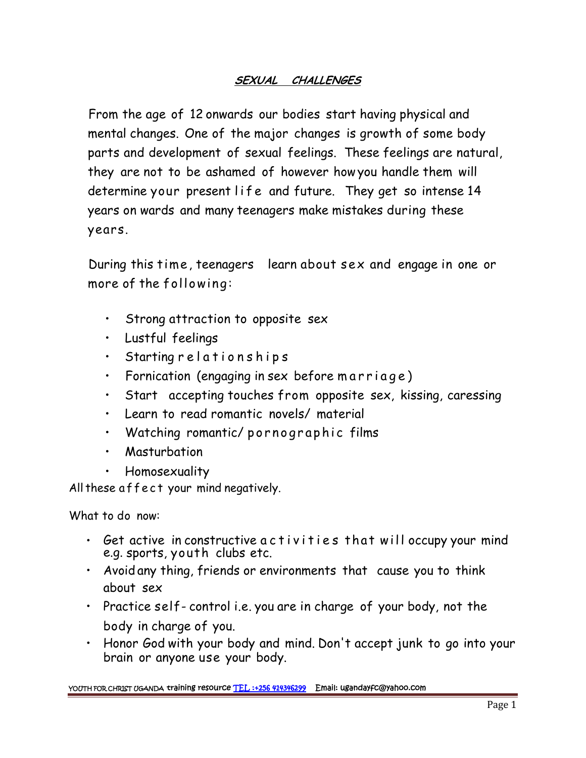## SEXUAL CHALLENGES

From the age of 12 onwards our bodies start having physical and mental changes. One of the major changes is growth of some body parts and development of sexual feelings. These feelings are natural, they are not to be ashamed of however how you handle them will determine your present life and future. They get so intense 14 years on wards and many teenagers make mistakes during these years.

During this time, teenagers learn about sex and engage in one or more of the following:

- Strong attraction to opposite sex
- Lustful feelings
- Starting relationships
- Fornication (engaging in sex before marriage)
- Start accepting touches from opposite sex, kissing, caressing
- Learn to read romantic novels/ material
- Watching romantic/ pornographic films
- Masturbation
- Homosexuality

All these affect your mind negatively.

What to do now:

- Get active in constructive activities that will occupy your mind e.g. sports, youth clubs etc.
- Avoid any thing, friends or environments that cause you to think about sex
- Practice self- control i.e. you are in charge of your body, not the body in charge of you.
- Honor God with your body and mind. Don't accept junk to go into your brain or anyone use your body.

YOUTH FOR CHRIST UGANDA training resource TEL :+256 414346299 Email: ugandayfc@yahoo.com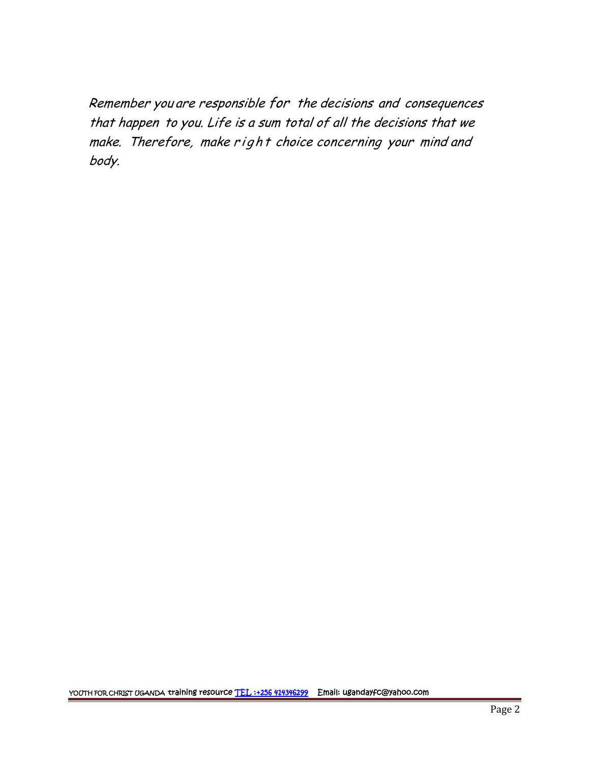*Remember you are responsible for the decisions and consequences that happen to you. Life is a sum total of all the decisions that we make. Therefore, make right choice concerning your mind and body.*